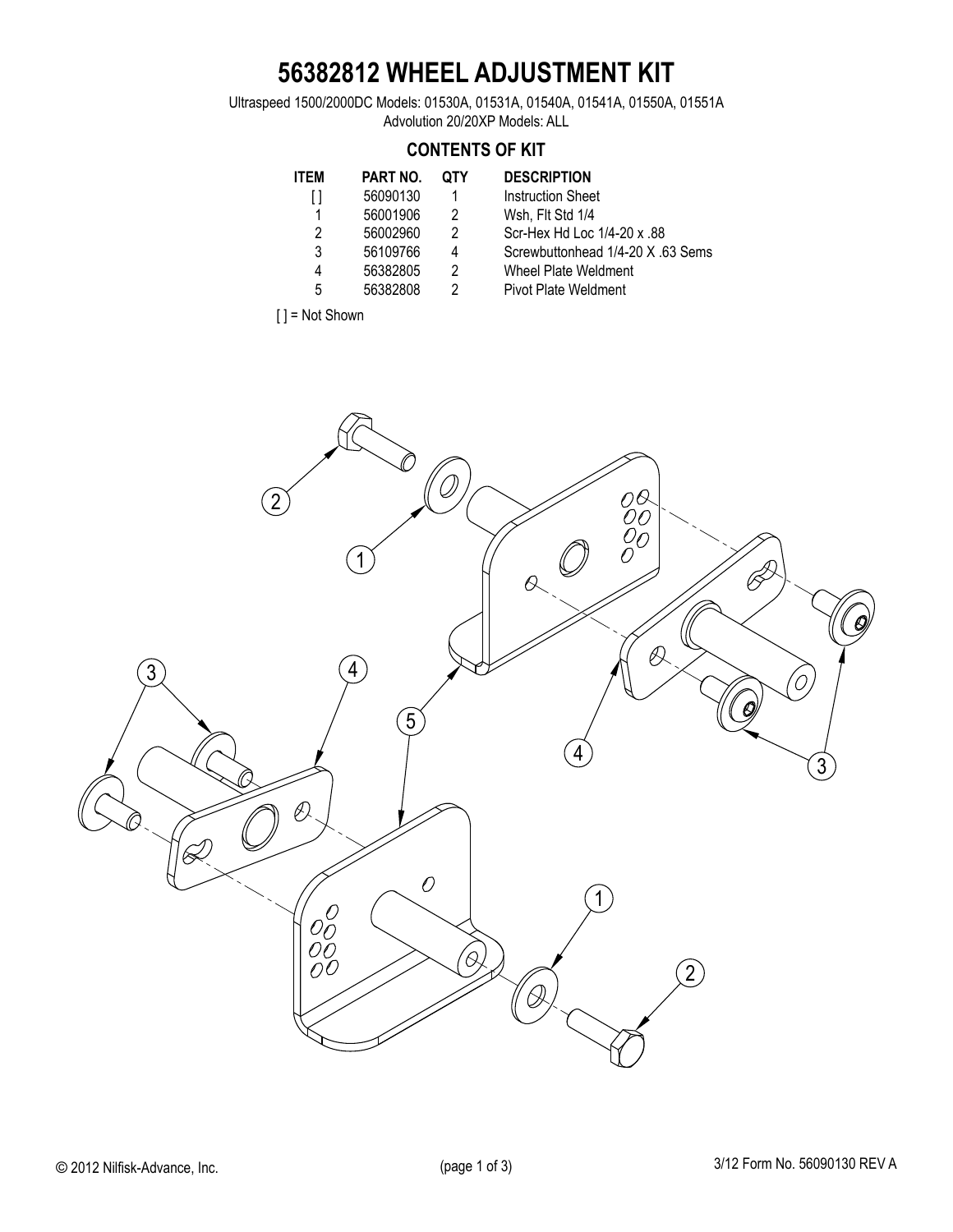# 56382812 WHEEL ADJUSTMENT KIT

Ultraspeed 1500/2000DC Models: 01530A, 01531A, 01540A, 01541A, 01550A, 01551A
Advolution 20/20XP Models: ALL

## CONTENTS OF KIT

| ITEM | PART NO. | QTY | DESCRIPTION |
| --- | --- | --- | --- |
| [ ] | 56090130 | 1 | Instruction Sheet |
| 1 | 56001906 | 2 | Wsh, Flt Std 1/4 |
| 2 | 56002960 | 2 | Scr-Hex Hd Loc 1/4-20 x .88 |
| 3 | 56109766 | 4 | Screwbuttonhead 1/4-20 X .63 Sems |
| 4 | 56382805 | 2 | Wheel Plate Weldment |
| 5 | 56382808 | 2 | Pivot Plate Weldment |

[ ] = Not Shown

© 2012 Nilfisk-Advance, Inc.

3/12 Form No. 56090130 REV A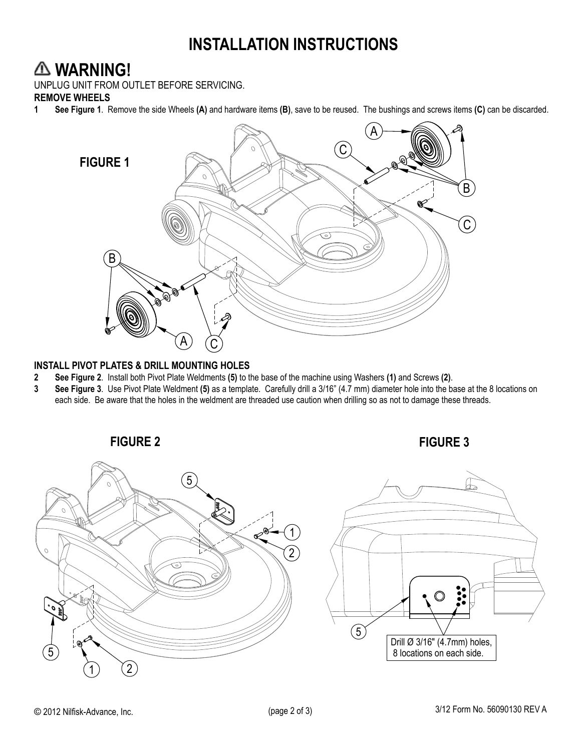# INSTALLATION INSTRUCTIONS

## ⚠ WARNING!

UNPLUG UNIT FROM OUTLET BEFORE SERVICING.

**REMOVE WHEELS**

1 **See Figure 1**. Remove the side Wheels **(A)** and hardware items **(B)**, save to be reused. The bushings and screws items **(C)** can be discarded.

**FIGURE 1**

**INSTALL PIVOT PLATES & DRILL MOUNTING HOLES**

2 **See Figure 2**. Install both Pivot Plate Weldments **(5)** to the base of the machine using Washers **(1)** and Screws **(2)**.

3 **See Figure 3**. Use Pivot Plate Weldment **(5)** as a template. Carefully drill a 3/16" (4.7 mm) diameter hole into the base at the 8 locations on each side. Be aware that the holes in the weldment are threaded use caution when drilling so as not to damage these threads.

**FIGURE 2**

**FIGURE 3**

Drill Ø 3/16" (4.7mm) holes, 8 locations on each side.

© 2012 Nilfisk-Advance, Inc.

3/12 Form No. 56090130 REV A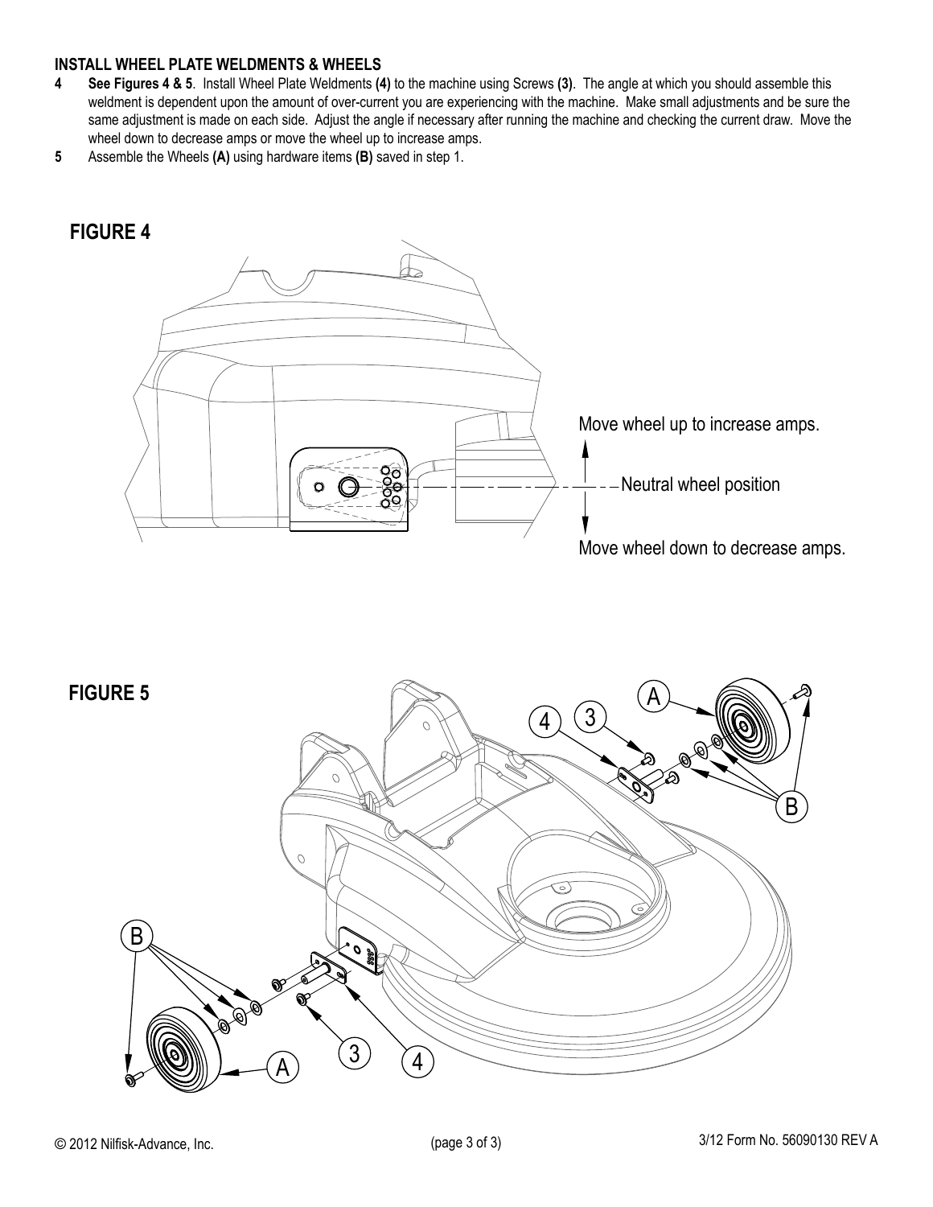### INSTALL WHEEL PLATE WELDMENTS & WHEELS

**4** **See Figures 4 & 5**. Install Wheel Plate Weldments **(4)** to the machine using Screws **(3)**. The angle at which you should assemble this weldment is dependent upon the amount of over-current you are experiencing with the machine. Make small adjustments and be sure the same adjustment is made on each side. Adjust the angle if necessary after running the machine and checking the current draw. Move the wheel down to decrease amps or move the wheel up to increase amps.

**5** Assemble the Wheels **(A)** using hardware items **(B)** saved in step 1.

**FIGURE 4**

Move wheel up to increase amps.

Neutral wheel position

Move wheel down to decrease amps.

**FIGURE 5**

A
4
3
B
B
3
4
A

© 2012 Nilfisk-Advance, Inc.

3/12 Form No. 56090130 REV A